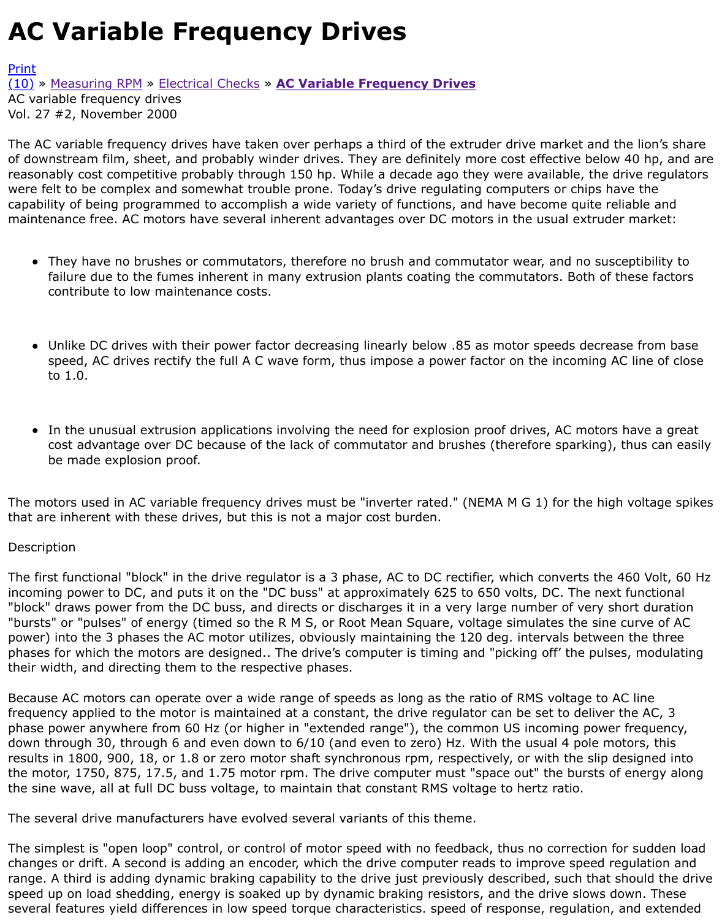# AC Variable Frequency Drives

Print
(10) » Measuring RPM » Electrical Checks » **AC Variable Frequency Drives**
AC variable frequency drives
Vol. 27 #2, November 2000

The AC variable frequency drives have taken over perhaps a third of the extruder drive market and the lion's share of downstream film, sheet, and probably winder drives. They are definitely more cost effective below 40 hp, and are reasonably cost competitive probably through 150 hp. While a decade ago they were available, the drive regulators were felt to be complex and somewhat trouble prone. Today's drive regulating computers or chips have the capability of being programmed to accomplish a wide variety of functions, and have become quite reliable and maintenance free. AC motors have several inherent advantages over DC motors in the usual extruder market:

- They have no brushes or commutators, therefore no brush and commutator wear, and no susceptibility to failure due to the fumes inherent in many extrusion plants coating the commutators. Both of these factors contribute to low maintenance costs.

- Unlike DC drives with their power factor decreasing linearly below .85 as motor speeds decrease from base speed, AC drives rectify the full A C wave form, thus impose a power factor on the incoming AC line of close to 1.0.

- In the unusual extrusion applications involving the need for explosion proof drives, AC motors have a great cost advantage over DC because of the lack of commutator and brushes (therefore sparking), thus can easily be made explosion proof.

The motors used in AC variable frequency drives must be "inverter rated." (NEMA M G 1) for the high voltage spikes that are inherent with these drives, but this is not a major cost burden.

Description

The first functional "block" in the drive regulator is a 3 phase, AC to DC rectifier, which converts the 460 Volt, 60 Hz incoming power to DC, and puts it on the "DC buss" at approximately 625 to 650 volts, DC. The next functional "block" draws power from the DC buss, and directs or discharges it in a very large number of very short duration "bursts" or "pulses" of energy (timed so the R M S, or Root Mean Square, voltage simulates the sine curve of AC power) into the 3 phases the AC motor utilizes, obviously maintaining the 120 deg. intervals between the three phases for which the motors are designed.. The drive's computer is timing and "picking off' the pulses, modulating their width, and directing them to the respective phases.

Because AC motors can operate over a wide range of speeds as long as the ratio of RMS voltage to AC line frequency applied to the motor is maintained at a constant, the drive regulator can be set to deliver the AC, 3 phase power anywhere from 60 Hz (or higher in "extended range"), the common US incoming power frequency, down through 30, through 6 and even down to 6/10 (and even to zero) Hz. With the usual 4 pole motors, this results in 1800, 900, 18, or 1.8 or zero motor shaft synchronous rpm, respectively, or with the slip designed into the motor, 1750, 875, 17.5, and 1.75 motor rpm. The drive computer must "space out" the bursts of energy along the sine wave, all at full DC buss voltage, to maintain that constant RMS voltage to hertz ratio.

The several drive manufacturers have evolved several variants of this theme.

The simplest is "open loop" control, or control of motor speed with no feedback, thus no correction for sudden load changes or drift. A second is adding an encoder, which the drive computer reads to improve speed regulation and range. A third is adding dynamic braking capability to the drive just previously described, such that should the drive speed up on load shedding, energy is soaked up by dynamic braking resistors, and the drive slows down. These several features yield differences in low speed torque characteristics. speed of response, regulation, and extended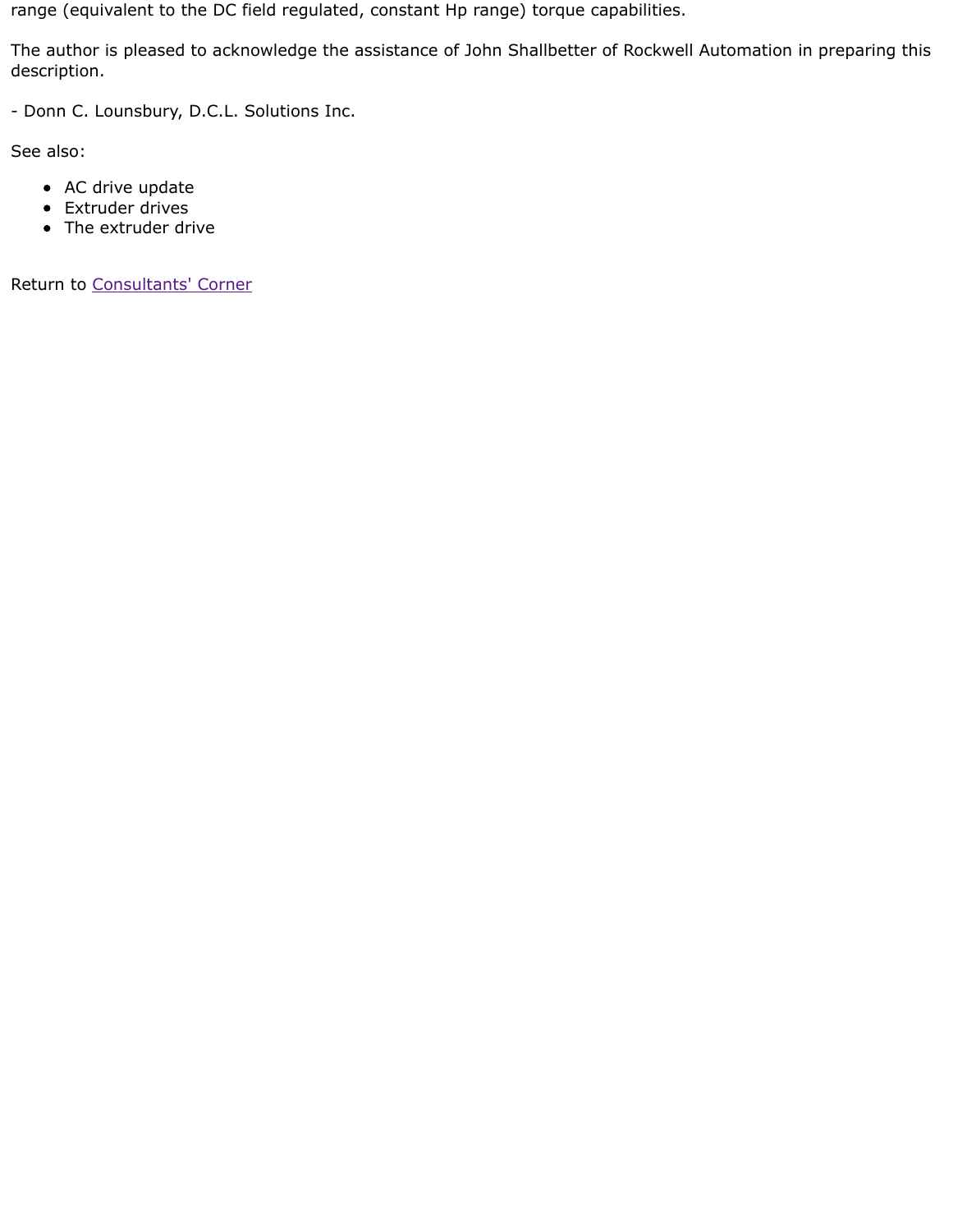range (equivalent to the DC field regulated, constant Hp range) torque capabilities.

The author is pleased to acknowledge the assistance of John Shallbetter of Rockwell Automation in preparing this description.

- Donn C. Lounsbury, D.C.L. Solutions Inc.

See also:

- AC drive update
- Extruder drives
- The extruder drive

Return to Consultants' Corner